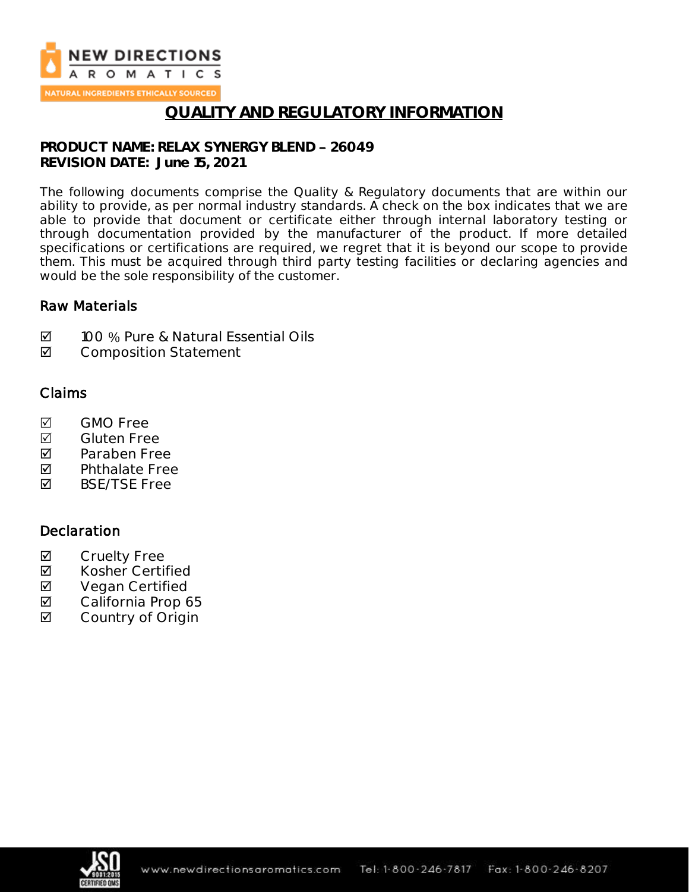# QUALITY AND REGULATORY INFORMATION

**PRODUCT NAME: RELAX SYNERGY BLEND – 26049**
**REVISION DATE: June 15, 2021**

The following documents comprise the Quality & Regulatory documents that are within our ability to provide, as per normal industry standards. A check on the box indicates that we are able to provide that document or certificate either through internal laboratory testing or through documentation provided by the manufacturer of the product. If more detailed specifications or certifications are required, we regret that it is beyond our scope to provide them. This must be acquired through third party testing facilities or declaring agencies and would be the sole responsibility of the customer.

## Raw Materials

- ☑ 100 % Pure & Natural Essential Oils
- ☑ Composition Statement

## Claims

- ☑ GMO Free
- ☑ Gluten Free
- ☑ Paraben Free
- ☑ Phthalate Free
- ☑ BSE/TSE Free

## Declaration

- ☑ Cruelty Free
- ☑ Kosher Certified
- ☑ Vegan Certified
- ☑ California Prop 65
- ☑ Country of Origin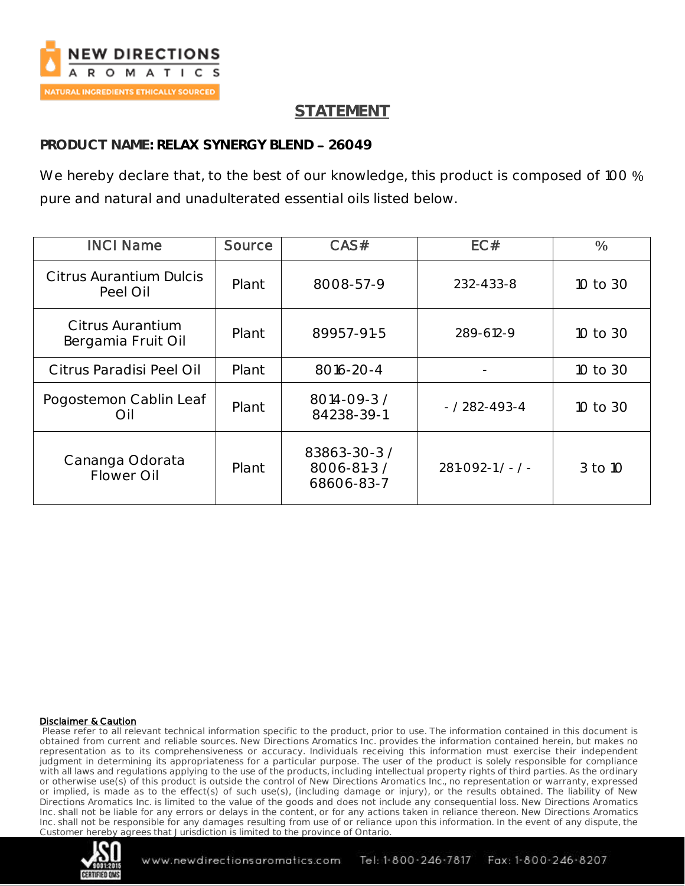## STATEMENT

**PRODUCT NAME: RELAX SYNERGY BLEND – 26049**

We hereby declare that, to the best of our knowledge, this product is composed of 100 % pure and natural and unadulterated essential oils listed below.

| INCI Name | Source | CAS# | EC# | % |
|---|---|---|---|---|
| Citrus Aurantium Dulcis Peel Oil | Plant | 8008-57-9 | 232-433-8 | 10 to 30 |
| Citrus Aurantium Bergamia Fruit Oil | Plant | 89957-91-5 | 289-612-9 | 10 to 30 |
| Citrus Paradisi Peel Oil | Plant | 8016-20-4 | - | 10 to 30 |
| Pogostemon Cablin Leaf Oil | Plant | 8014-09-3 / 84238-39-1 | - / 282-493-4 | 10 to 30 |
| Cananga Odorata Flower Oil | Plant | 83863-30-3 / 8006-81-3 / 68606-83-7 | 281-092-1 / - / - | 3 to 10 |

**Disclaimer & Caution**

Please refer to all relevant technical information specific to the product, prior to use. The information contained in this document is obtained from current and reliable sources. New Directions Aromatics Inc. provides the information contained herein, but makes no representation as to its comprehensiveness or accuracy. Individuals receiving this information must exercise their independent judgment in determining its appropriateness for a particular purpose. The user of the product is solely responsible for compliance with all laws and regulations applying to the use of the products, including intellectual property rights of third parties. As the ordinary or otherwise use(s) of this product is outside the control of New Directions Aromatics Inc., no representation or warranty, expressed or implied, is made as to the effect(s) of such use(s), (including damage or injury), or the results obtained. The liability of New Directions Aromatics Inc. is limited to the value of the goods and does not include any consequential loss. New Directions Aromatics Inc. shall not be liable for any errors or delays in the content, or for any actions taken in reliance thereon. New Directions Aromatics Inc. shall not be responsible for any damages resulting from use of or reliance upon this information. In the event of any dispute, the Customer hereby agrees that Jurisdiction is limited to the province of Ontario.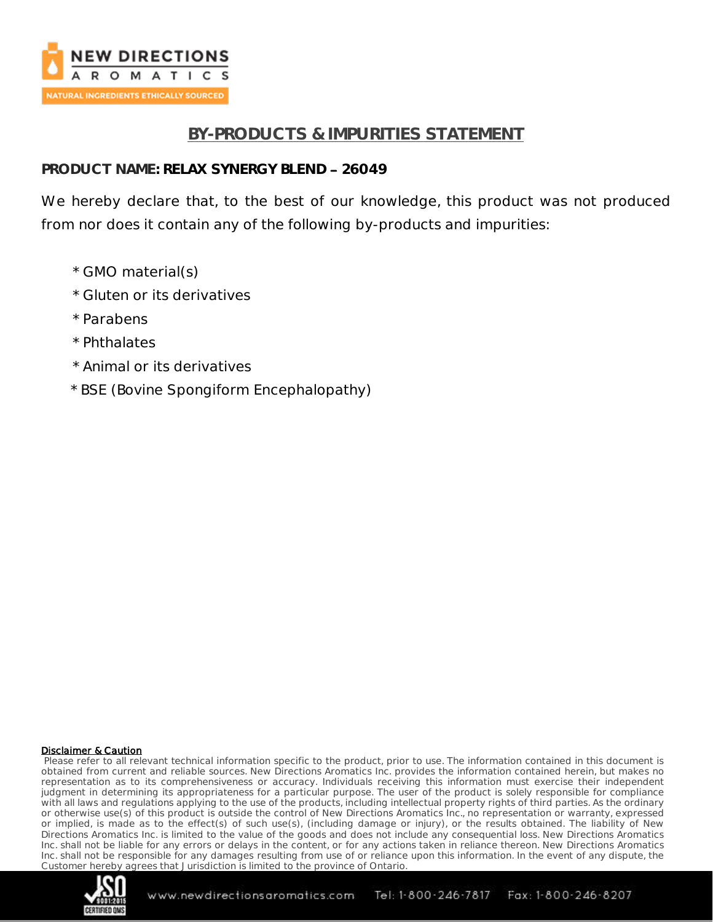## BY-PRODUCTS & IMPURITIES STATEMENT

**PRODUCT NAME: RELAX SYNERGY BLEND – 26049**

We hereby declare that, to the best of our knowledge, this product was not produced from nor does it contain any of the following by-products and impurities:

- GMO material(s)
- Gluten or its derivatives
- Parabens
- Phthalates
- Animal or its derivatives
- BSE (Bovine Spongiform Encephalopathy)

**Disclaimer & Caution**

Please refer to all relevant technical information specific to the product, prior to use. The information contained in this document is obtained from current and reliable sources. New Directions Aromatics Inc. provides the information contained herein, but makes no representation as to its comprehensiveness or accuracy. Individuals receiving this information must exercise their independent judgment in determining its appropriateness for a particular purpose. The user of the product is solely responsible for compliance with all laws and regulations applying to the use of the products, including intellectual property rights of third parties. As the ordinary or otherwise use(s) of this product is outside the control of New Directions Aromatics Inc., no representation or warranty, expressed or implied, is made as to the effect(s) of such use(s), (including damage or injury), or the results obtained. The liability of New Directions Aromatics Inc. is limited to the value of the goods and does not include any consequential loss. New Directions Aromatics Inc. shall not be liable for any errors or delays in the content, or for any actions taken in reliance thereon. New Directions Aromatics Inc. shall not be responsible for any damages resulting from use of or reliance upon this information. In the event of any dispute, the Customer hereby agrees that Jurisdiction is limited to the province of Ontario.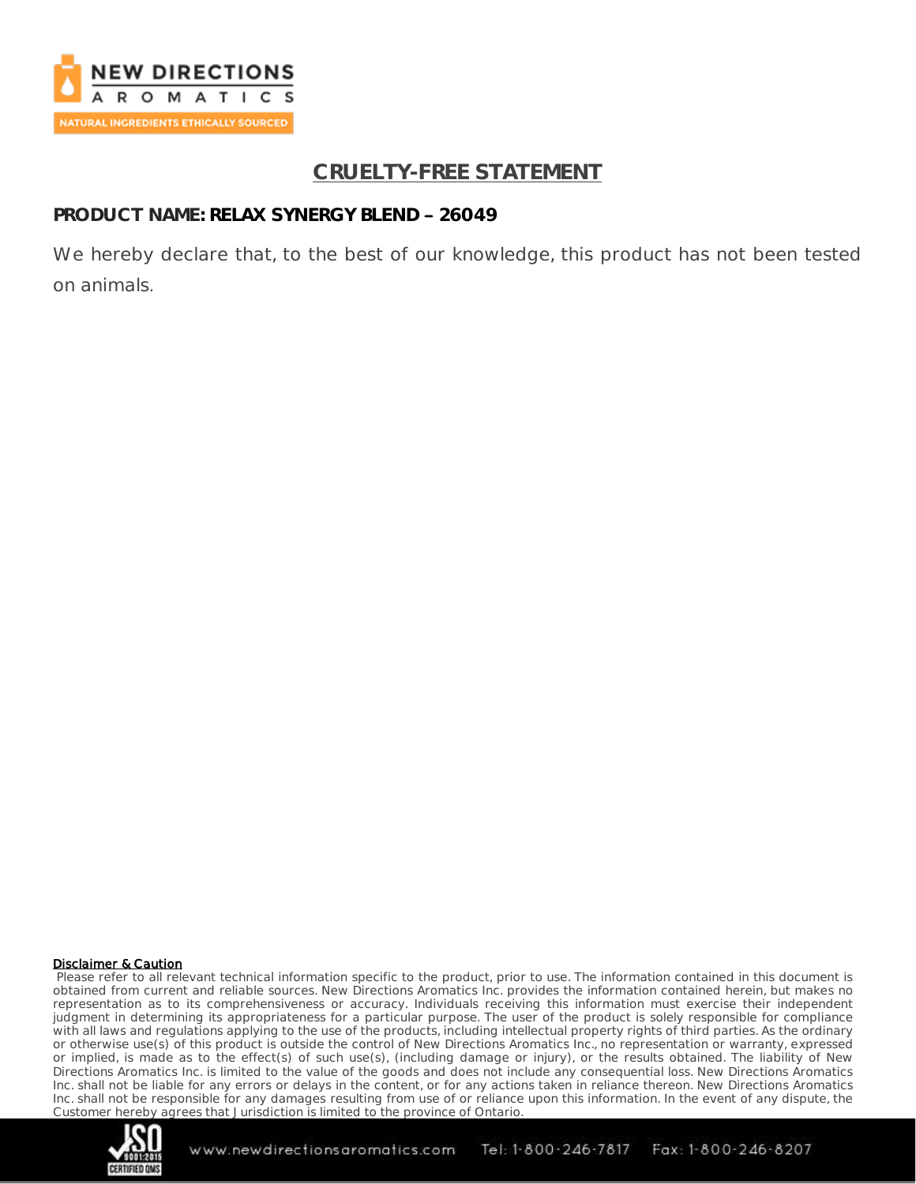# CRUELTY-FREE STATEMENT

**PRODUCT NAME: RELAX SYNERGY BLEND – 26049**

We hereby declare that, to the best of our knowledge, this product has not been tested on animals.

**Disclaimer & Caution**

Please refer to all relevant technical information specific to the product, prior to use. The information contained in this document is obtained from current and reliable sources. New Directions Aromatics Inc. provides the information contained herein, but makes no representation as to its comprehensiveness or accuracy. Individuals receiving this information must exercise their independent judgment in determining its appropriateness for a particular purpose. The user of the product is solely responsible for compliance with all laws and regulations applying to the use of the products, including intellectual property rights of third parties. As the ordinary or otherwise use(s) of this product is outside the control of New Directions Aromatics Inc., no representation or warranty, expressed or implied, is made as to the effect(s) of such use(s), (including damage or injury), or the results obtained. The liability of New Directions Aromatics Inc. is limited to the value of the goods and does not include any consequential loss. New Directions Aromatics Inc. shall not be liable for any errors or delays in the content, or for any actions taken in reliance thereon. New Directions Aromatics Inc. shall not be responsible for any damages resulting from use of or reliance upon this information. In the event of any dispute, the Customer hereby agrees that Jurisdiction is limited to the province of Ontario.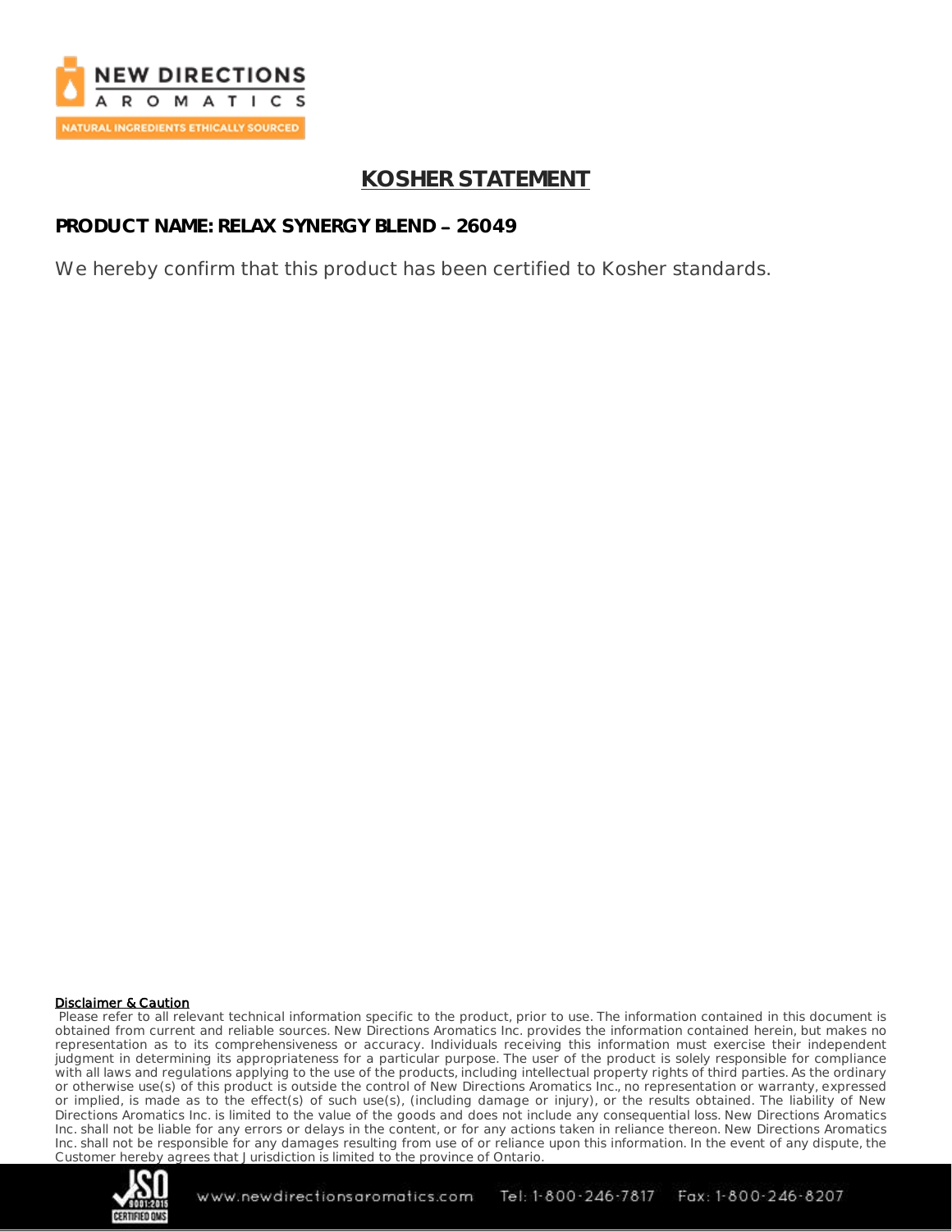# KOSHER STATEMENT

**PRODUCT NAME: RELAX SYNERGY BLEND – 26049**

We hereby confirm that this product has been certified to Kosher standards.

**Disclaimer & Caution**

Please refer to all relevant technical information specific to the product, prior to use. The information contained in this document is obtained from current and reliable sources. New Directions Aromatics Inc. provides the information contained herein, but makes no representation as to its comprehensiveness or accuracy. Individuals receiving this information must exercise their independent judgment in determining its appropriateness for a particular purpose. The user of the product is solely responsible for compliance with all laws and regulations applying to the use of the products, including intellectual property rights of third parties. As the ordinary or otherwise use(s) of this product is outside the control of New Directions Aromatics Inc., no representation or warranty, expressed or implied, is made as to the effect(s) of such use(s), (including damage or injury), or the results obtained. The liability of New Directions Aromatics Inc. is limited to the value of the goods and does not include any consequential loss. New Directions Aromatics Inc. shall not be liable for any errors or delays in the content, or for any actions taken in reliance thereon. New Directions Aromatics Inc. shall not be responsible for any damages resulting from use of or reliance upon this information. In the event of any dispute, the Customer hereby agrees that Jurisdiction is limited to the province of Ontario.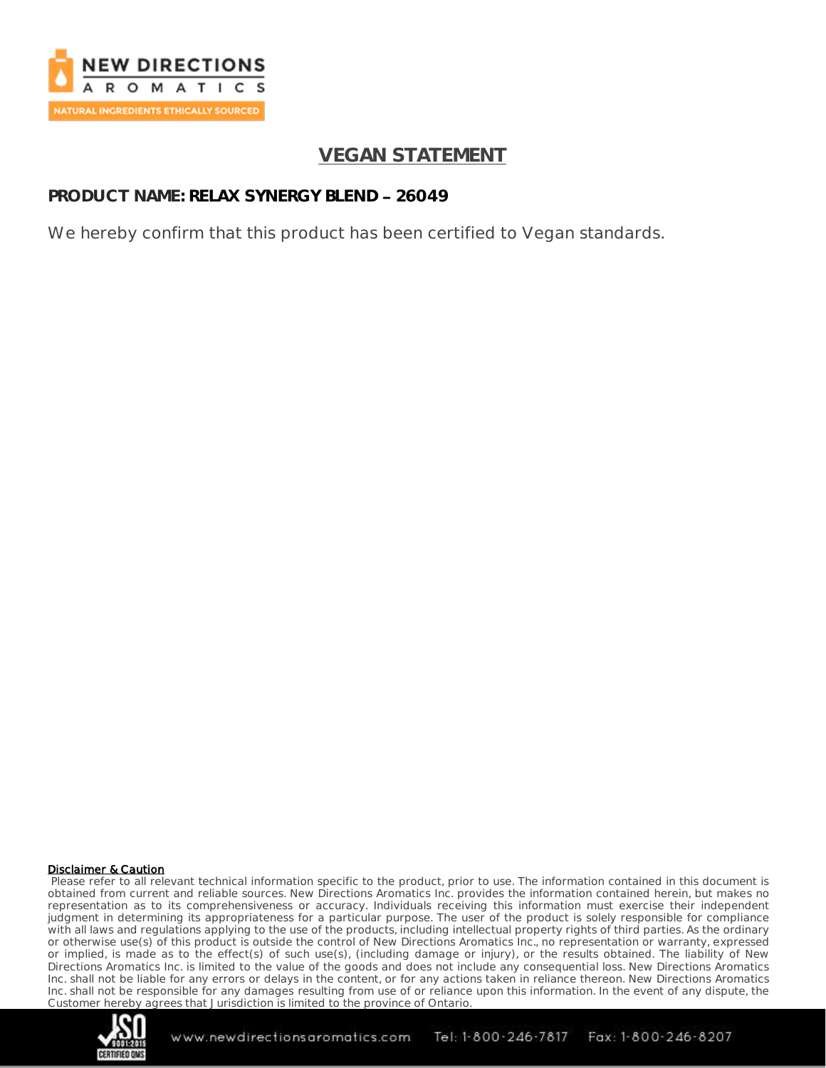# VEGAN STATEMENT

**PRODUCT NAME: RELAX SYNERGY BLEND – 26049**

We hereby confirm that this product has been certified to Vegan standards.

**Disclaimer & Caution**

Please refer to all relevant technical information specific to the product, prior to use. The information contained in this document is obtained from current and reliable sources. New Directions Aromatics Inc. provides the information contained herein, but makes no representation as to its comprehensiveness or accuracy. Individuals receiving this information must exercise their independent judgment in determining its appropriateness for a particular purpose. The user of the product is solely responsible for compliance with all laws and regulations applying to the use of the products, including intellectual property rights of third parties. As the ordinary or otherwise use(s) of this product is outside the control of New Directions Aromatics Inc., no representation or warranty, expressed or implied, is made as to the effect(s) of such use(s), (including damage or injury), or the results obtained. The liability of New Directions Aromatics Inc. is limited to the value of the goods and does not include any consequential loss. New Directions Aromatics Inc. shall not be liable for any errors or delays in the content, or for any actions taken in reliance thereon. New Directions Aromatics Inc. shall not be responsible for any damages resulting from use of or reliance upon this information. In the event of any dispute, the Customer hereby agrees that Jurisdiction is limited to the province of Ontario.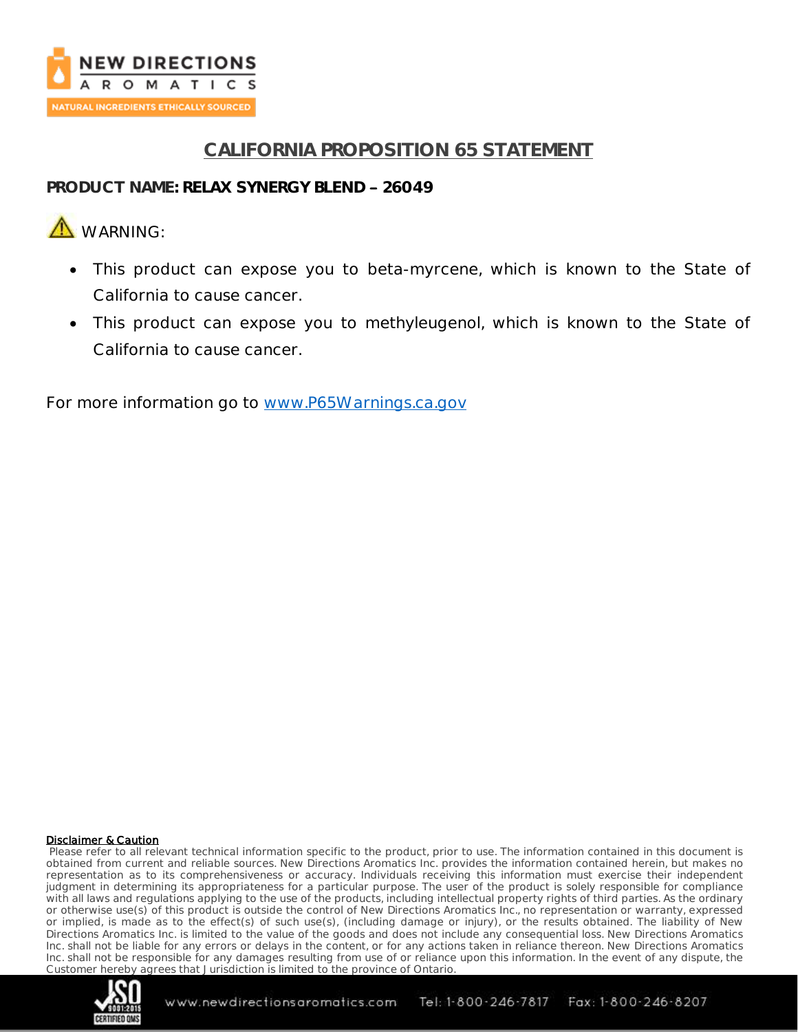# CALIFORNIA PROPOSITION 65 STATEMENT

**PRODUCT NAME: RELAX SYNERGY BLEND – 26049**

⚠ WARNING:

- This product can expose you to beta-myrcene, which is known to the State of California to cause cancer.
- This product can expose you to methyleugenol, which is known to the State of California to cause cancer.

For more information go to www.P65Warnings.ca.gov

**Disclaimer & Caution**

Please refer to all relevant technical information specific to the product, prior to use. The information contained in this document is obtained from current and reliable sources. New Directions Aromatics Inc. provides the information contained herein, but makes no representation as to its comprehensiveness or accuracy. Individuals receiving this information must exercise their independent judgment in determining its appropriateness for a particular purpose. The user of the product is solely responsible for compliance with all laws and regulations applying to the use of the products, including intellectual property rights of third parties. As the ordinary or otherwise use(s) of this product is outside the control of New Directions Aromatics Inc., no representation or warranty, expressed or implied, is made as to the effect(s) of such use(s), (including damage or injury), or the results obtained. The liability of New Directions Aromatics Inc. is limited to the value of the goods and does not include any consequential loss. New Directions Aromatics Inc. shall not be liable for any errors or delays in the content, or for any actions taken in reliance thereon. New Directions Aromatics Inc. shall not be responsible for any damages resulting from use of or reliance upon this information. In the event of any dispute, the Customer hereby agrees that Jurisdiction is limited to the province of Ontario.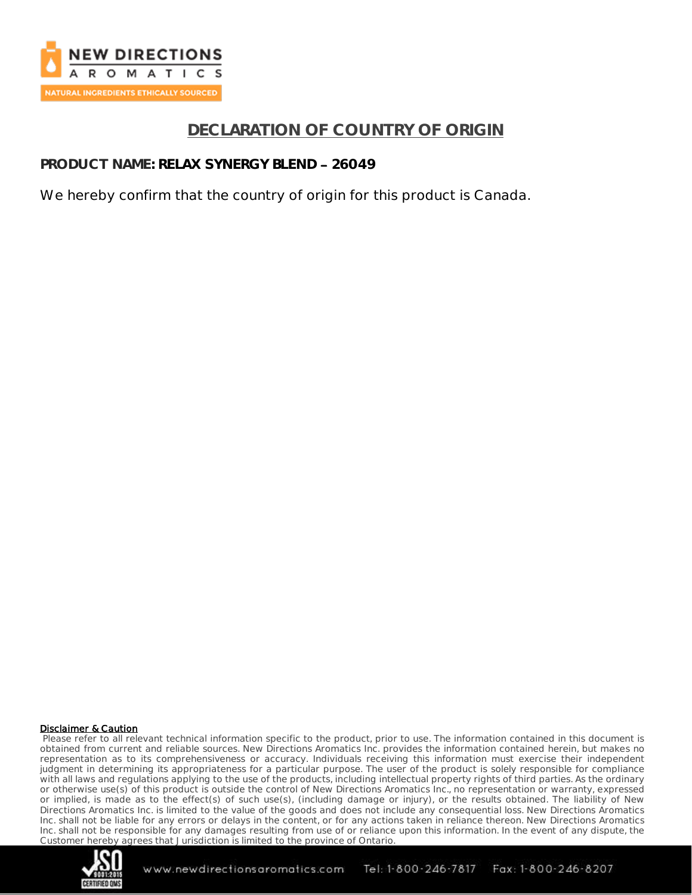NEW DIRECTIONS
AROMATICS
NATURAL INGREDIENTS ETHICALLY SOURCED

# DECLARATION OF COUNTRY OF ORIGIN

**PRODUCT NAME: RELAX SYNERGY BLEND – 26049**

We hereby confirm that the country of origin for this product is Canada.

**Disclaimer & Caution**

Please refer to all relevant technical information specific to the product, prior to use. The information contained in this document is obtained from current and reliable sources. New Directions Aromatics Inc. provides the information contained herein, but makes no representation as to its comprehensiveness or accuracy. Individuals receiving this information must exercise their independent judgment in determining its appropriateness for a particular purpose. The user of the product is solely responsible for compliance with all laws and regulations applying to the use of the products, including intellectual property rights of third parties. As the ordinary or otherwise use(s) of this product is outside the control of New Directions Aromatics Inc., no representation or warranty, expressed or implied, is made as to the effect(s) of such use(s), (including damage or injury), or the results obtained. The liability of New Directions Aromatics Inc. is limited to the value of the goods and does not include any consequential loss. New Directions Aromatics Inc. shall not be liable for any errors or delays in the content, or for any actions taken in reliance thereon. New Directions Aromatics Inc. shall not be responsible for any damages resulting from use of or reliance upon this information. In the event of any dispute, the Customer hereby agrees that Jurisdiction is limited to the province of Ontario.

ISO 9001:2015 CERTIFIED QMS

www.newdirectionsaromatics.com Tel: 1-800-246-7817 Fax: 1-800-246-8207